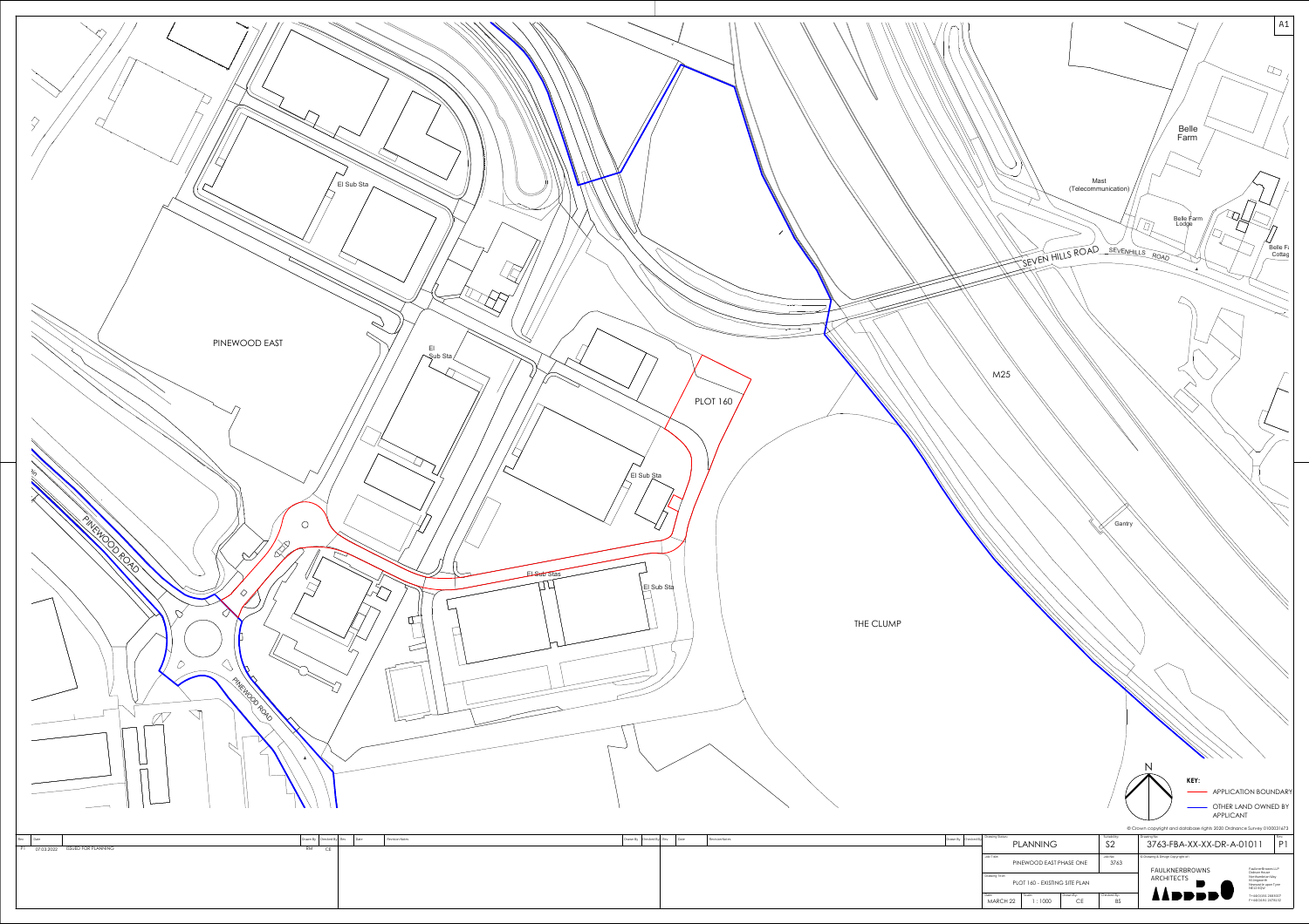A1

PINEWOOD EAST

El Sub Sta

El Sub Sta

El Sub Sta

El Sub Stas

El Sub Sta

PLOT 160

PINEWOOD ROAD

PINEWOOD ROAD

THE CLUMP

M25

SEVEN HILLS ROAD

SEVENHILLS ROAD

Mast (Telecommunication)

Belle Farm

Belle Farm Lodge

Belle Fa Cottag

Gantry

N

**KEY:**

APPLICATION BOUNDARY

OTHER LAND OWNED BY APPLICANT

© Crown copyright and database rights 2020 Ordnance Survey 0100031673

| Rev | Date | | Drawn By | Checked By |
|---|---|---|---|---|
| P1 | 07.03.2022 | ISSUED FOR PLANNING | RM | CE |

| Drawing Status | Suitability | Drawing No | Rev |
|---|---|---|---|
| PLANNING | S2 | 3763-FBA-XX-XX-DR-A-01011 | P1 |

Job Title: PINEWOOD EAST PHASE ONE

Job No: 3763

Drawing Title: PLOT 160 - EXISTING SITE PLAN

| Date | Scale | Drawn By | Checked By |
|---|---|---|---|
| MARCH 22 | 1 : 1000 | CE | BS |

© Drawing & Design Copyright of:

FAULKNERBROWNS ARCHITECTS

FaulknerBrowns LLP
Dobson House
Northumbrian Way
Killingworth
Newcastle upon Tyne
NE12 6QW

T +44 (0)191 268 3007
F +44 (0)191 268 3152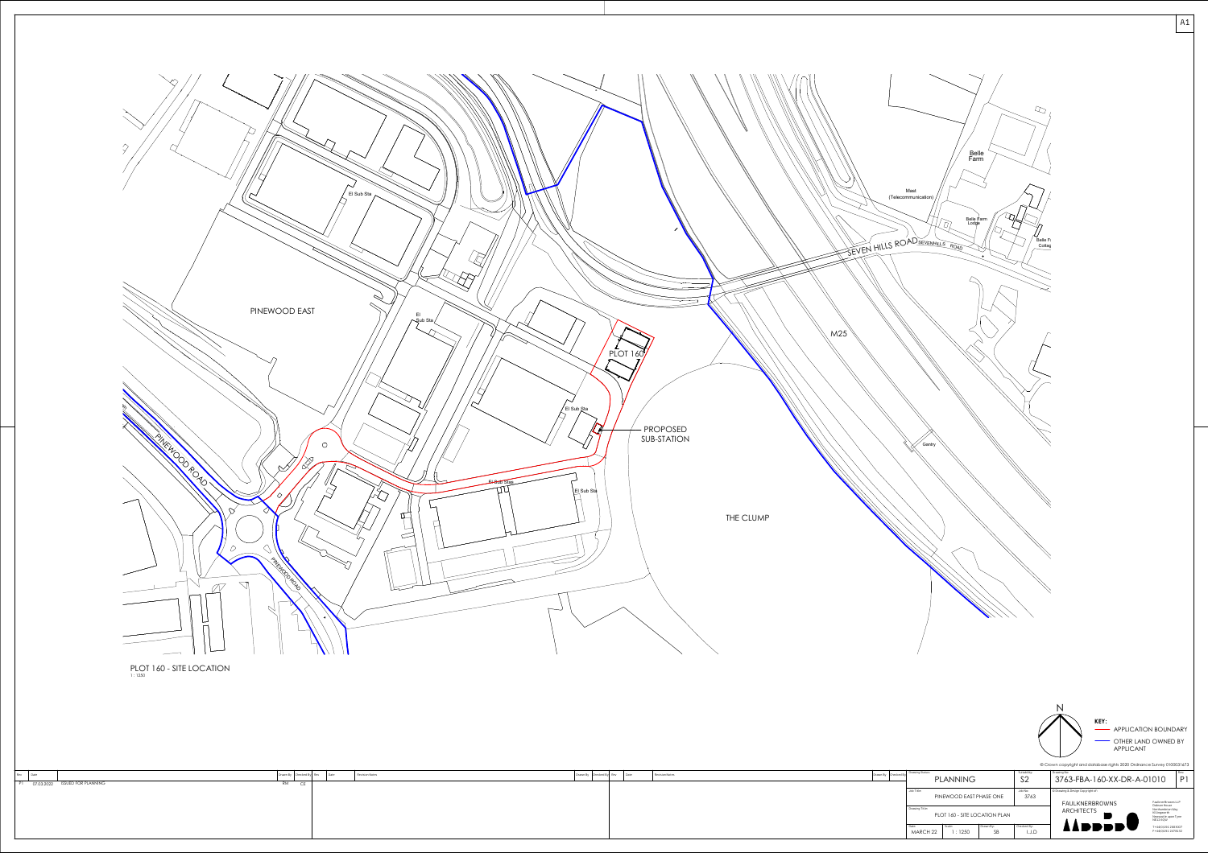A1

PINEWOOD EAST

El Sub Sta

Ei Sub Sta

El Sub Sta

El Sub Sta

El Sub Sta

PLOT 160

PROPOSED SUB-STATION

PINEWOOD ROAD

PINEWOOD ROAD

THE CLUMP

M25

SEVEN HILLS ROAD

SEVENHILLS ROAD

Mast (Telecommunication)

Belle Farm

Belle Farm Lodge

Belle Fa Cottag

Gantry

PLOT 160 - SITE LOCATION
1 : 1250

N

**KEY:**

- APPLICATION BOUNDARY
- OTHER LAND OWNED BY APPLICANT

© Crown copyright and database rights 2020 Ordnance Survey 0100031673

| Rev | Date | | Drawn By | Checked By |
|---|---|---|---|---|
| P1 | 07.03.2022 | ISSUED FOR PLANNING | RM | CE |

| Drawing Status | Suitability | Drawing No | Rev |
|---|---|---|---|
| PLANNING | S2 | 3763-FBA-160-XX-DR-A-01010 | P1 |

| Job Title | Job No |
|---|---|
| PINEWOOD EAST PHASE ONE | 3763 |

Drawing Title: PLOT 160 - SITE LOCATION PLAN

| Date | Scale | Drawn By | Checked By |
|---|---|---|---|
| MARCH 22 | 1 : 1250 | SB | I.J.D |

© Drawing & Design Copyright of:
FAULKNERBROWNS ARCHITECTS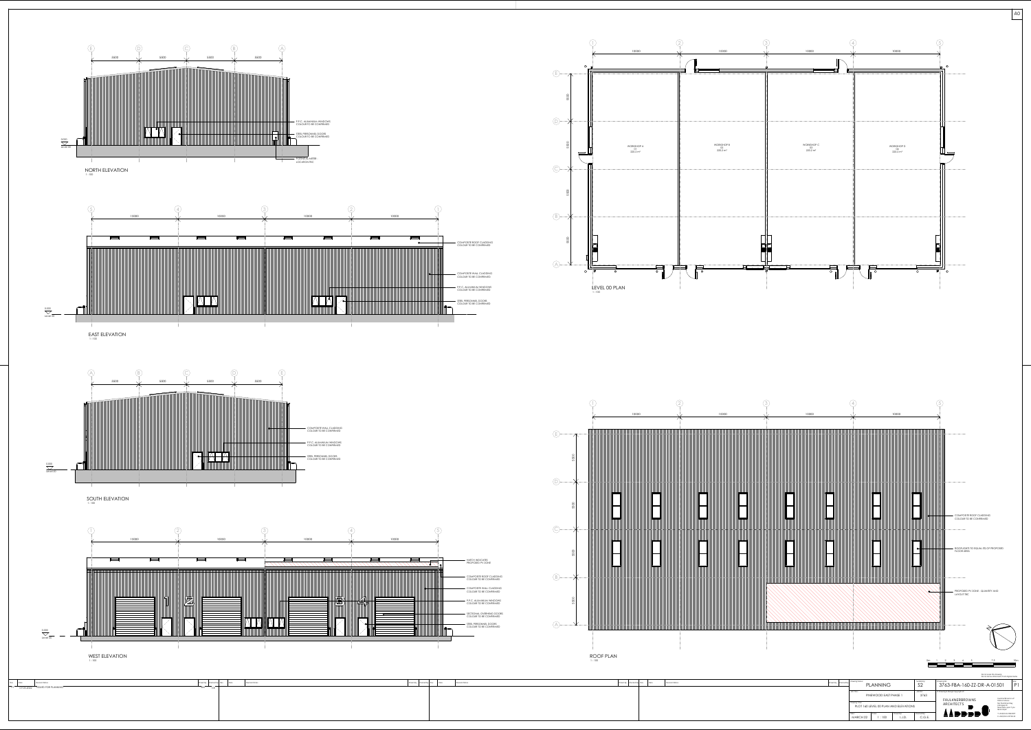A0

## NORTH ELEVATION
1 : 100

E D C B A

5500 5500 5500 5500

0.000 Level 00

- P.P.C. ALUMINIUM WINDOWS COLOUR TO BE CONFIRMED
- STEEL PERSONNEL DOORS COLOUR TO BE CONFIRMED
- ELEMENTAL METER LOCATION TBC

## EAST ELEVATION
1 : 100

5 4 3 2 1

10000 10000 10000 10000

0.000 Level 00

- COMPOSITE ROOF CLADDING COLOUR TO BE CONFIRMED
- COMPOSITE WALL CLADDING COLOUR TO BE CONFIRMED
- P.P.C. ALUMINIUM WINDOWS COLOUR TO BE CONFIRMED
- STEEL PERSONNEL DOORS COLOUR TO BE CONFIRMED

## SOUTH ELEVATION
1 : 100

A B C D E

5500 5500 5500 5500

0.000 Level 00

- COMPOSITE WALL CLADDING COLOUR TO BE CONFIRMED
- P.P.C. ALUMINIUM WINDOWS COLOUR TO BE CONFIRMED
- STEEL PERSONNEL DOORS COLOUR TO BE CONFIRMED

## WEST ELEVATION
1 : 100

1 2 3 4 5

10000 10000 10000 10000

0.000 Level 00

1 2 3 4

- HATCH INDICATES PROPOSED PV ZONE
- COMPOSITE ROOF CLADDING COLOUR TO BE CONFIRMED
- COMPOSITE WALL CLADDING COLOUR TO BE CONFIRMED
- P.P.C. ALUMINIUM WINDOWS COLOUR TO BE CONFIRMED
- SECTIONAL OVERHEAD DOORS COLOUR TO BE CONFIRMED
- STEEL PERSONNEL DOORS COLOUR TO BE CONFIRMED

## LEVEL 00 PLAN
1 : 100

1 2 3 4 5

10000 10000 10000 10000

E D C B A

5500 5500 5500 5500

- WORKSHOP A 01 220.2 m²
- WORKSHOP B 02 220.2 m²
- WORKSHOP C 03 220.2 m²
- WORKSHOP D 04 220.2 m²

## ROOF PLAN
1 : 100

1 2 3 4 5

10000 10000 10000 10000

E D C B A

5500 5500 5500 5500

- COMPOSITE ROOF CLADDING COLOUR TO BE CONFIRMED
- ROOFLIGHTS TO EQUAL 5% OF PROPOSED FLOOR AREA
- PROPOSED PV ZONE - QUANTITY AND LAYOUT TBC

0m 1 2 3 4 5 7.5 10m

| Rev. | Date | Revision Notes | Drawn By | Checked By |
|---|---|---|---|---|
| P1 | 10.03.2022 | ISSUED FOR PLANNING | | |

| | |
|---|---|
| Drawing Status | PLANNING |
| Suitability | S2 |
| Drawing No. | 3763-FBA-16D-ZZ-DR-A-01501 |
| Rev | P1 |
| Project Title | PINEWOOD EAST PHASE 1 |
| Job No. | 3763 |
| Drawing Title | PLOT 16D LEVEL 00 PLAN AND ELEVATIONS |
| Date | MARCH 22 |
| Scale | 1 : 100 |
| Drawn | I.J.D. |
| Checked | C.G.E. |

FAULKNERBROWNS ARCHITECTS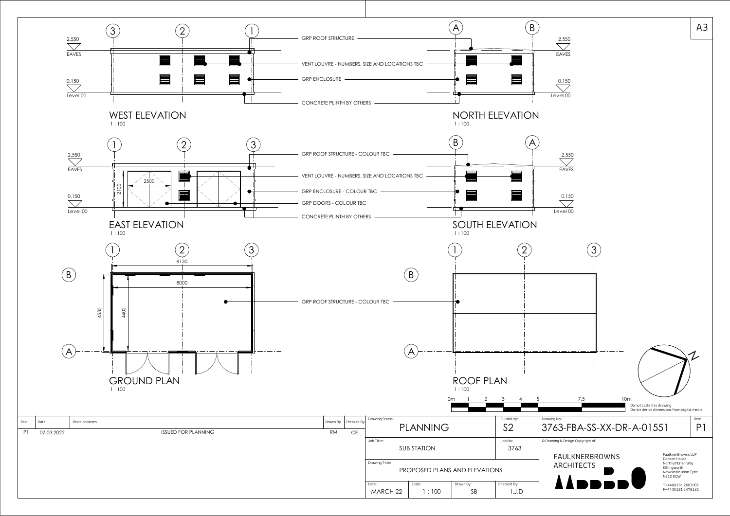A3

## WEST ELEVATION
1 : 100

3 2 1

2.550
EAVES

0.150
Level 00

GRP ROOF STRUCTURE

VENT LOUVRE - NUMBERS, SIZE AND LOCATIONS TBC

GRP ENCLOSURE

CONCRETE PLINTH BY OTHERS

## NORTH ELEVATION
1 : 100

A B

2.550
EAVES

0.150
Level 00

## EAST ELEVATION
1 : 100

1 2 3

2.550
EAVES

0.150
Level 00

2500
2100

GRP ROOF STRUCTURE - COLOUR TBC

VENT LOUVRE - NUMBERS, SIZE AND LOCATIONS TBC

GRP ENCLOSURE - COLOUR TBC

GRP DOORS - COLOUR TBC

CONCRETE PLINTH BY OTHERS

## SOUTH ELEVATION
1 : 100

B A

2.550
EAVES

0.150
Level 00

## GROUND PLAN
1 : 100

1 2 3

B A

8130
8000
4530
4400

GRP ROOF STRUCTURE - COLOUR TBC

## ROOF PLAN
1 : 100

1 2 3

B A

0m 1 2 3 4 5 7.5 10m

N

Do not scale this drawing
Do not derive dimensions from digital media

| Rev | Date | Revision Notes | Drawn By | Checked By |
|---|---|---|---|---|
| P1 | 07.03.2022 | ISSUED FOR PLANNING | RM | CE |

| | | | | |
|---|---|---|---|---|
| Drawing Status: PLANNING | | | Suitability: S2 | Drawing No: 3763-FBA-SS-XX-DR-A-01551 |
| Job Title: SUB STATION | | | Job No: 3763 | Rev: P1 |
| Drawing Title: PROPOSED PLANS AND ELEVATIONS | | | | © Drawing & Design Copyright of: |
| Date: MARCH 22 | Scale: 1 : 100 | Drawn By: SB | Checked By: I.J.D | |

FAULKNERBROWNS ARCHITECTS

FaulknerBrowns LLP
Dobson House
Northumbrian Way
Killingworth
Newcastle upon Tyne
NE12 6QW

T+44(0)191 2683007
F+44(0)191 2478132